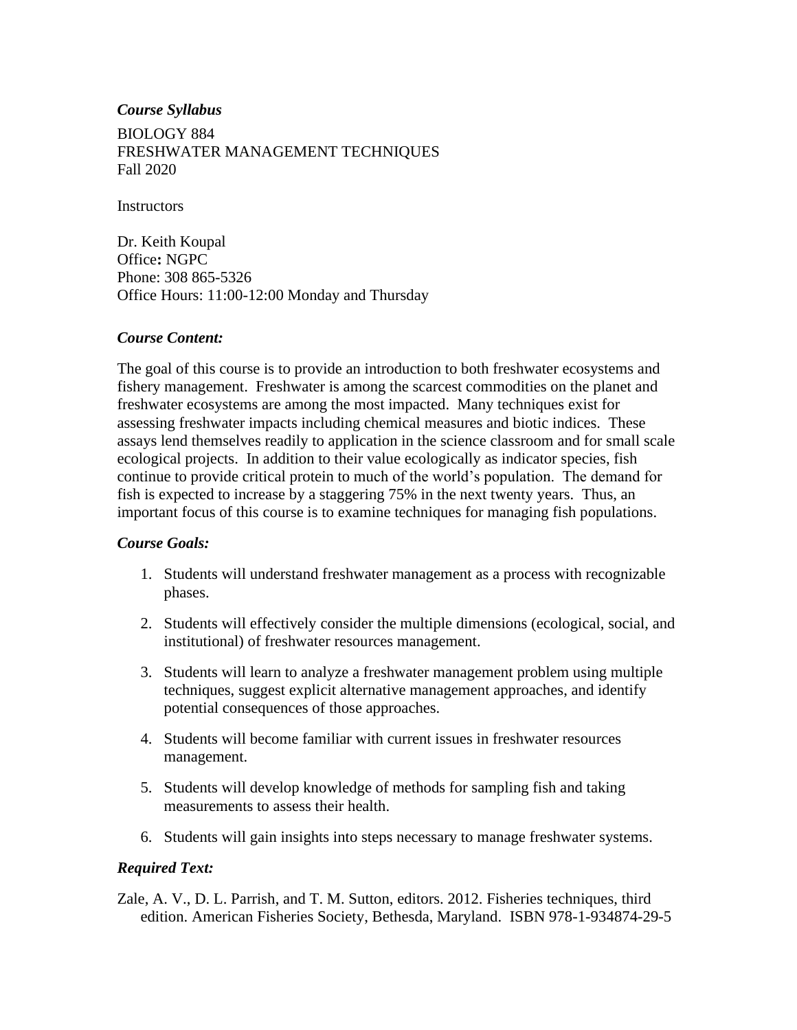***Course Syllabus***

BIOLOGY 884
FRESHWATER MANAGEMENT TECHNIQUES
Fall 2020

Instructors

Dr. Keith Koupal
Office**:** NGPC
Phone: 308 865-5326
Office Hours: 11:00-12:00 Monday and Thursday

***Course Content:***

The goal of this course is to provide an introduction to both freshwater ecosystems and fishery management. Freshwater is among the scarcest commodities on the planet and freshwater ecosystems are among the most impacted. Many techniques exist for assessing freshwater impacts including chemical measures and biotic indices. These assays lend themselves readily to application in the science classroom and for small scale ecological projects. In addition to their value ecologically as indicator species, fish continue to provide critical protein to much of the world's population. The demand for fish is expected to increase by a staggering 75% in the next twenty years. Thus, an important focus of this course is to examine techniques for managing fish populations.

***Course Goals:***

1. Students will understand freshwater management as a process with recognizable phases.
2. Students will effectively consider the multiple dimensions (ecological, social, and institutional) of freshwater resources management.
3. Students will learn to analyze a freshwater management problem using multiple techniques, suggest explicit alternative management approaches, and identify potential consequences of those approaches.
4. Students will become familiar with current issues in freshwater resources management.
5. Students will develop knowledge of methods for sampling fish and taking measurements to assess their health.
6. Students will gain insights into steps necessary to manage freshwater systems.

***Required Text:***

Zale, A. V., D. L. Parrish, and T. M. Sutton, editors. 2012. Fisheries techniques, third edition. American Fisheries Society, Bethesda, Maryland. ISBN 978-1-934874-29-5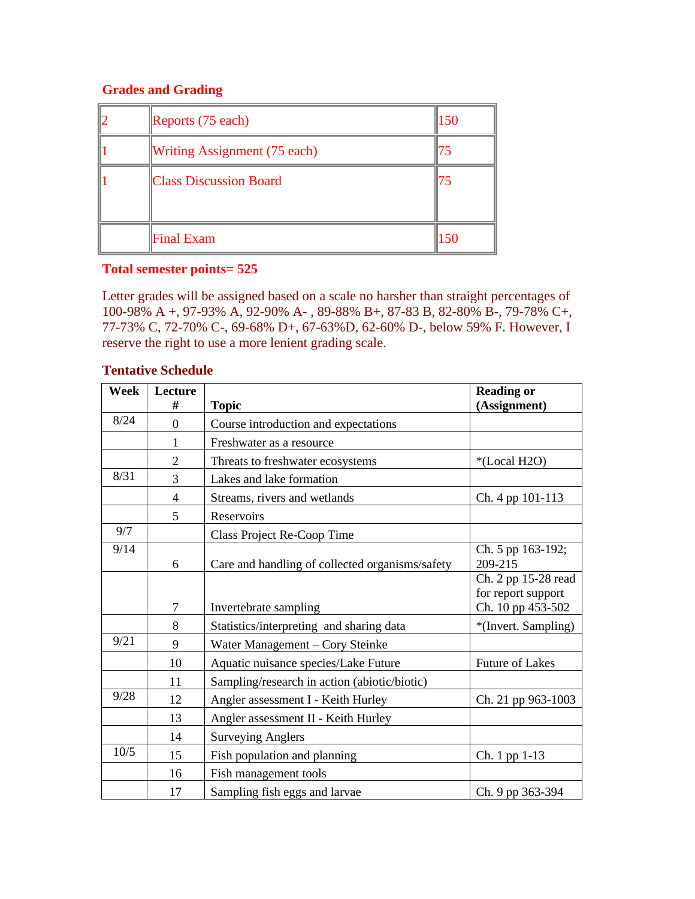## Grades and Grading

| | | |
|---|---|---|
| 2 | Reports (75 each) | 150 |
| 1 | Writing Assignment (75 each) | 75 |
| 1 | Class Discussion Board | 75 |
| | Final Exam | 150 |

**Total semester points= 525**

Letter grades will be assigned based on a scale no harsher than straight percentages of 100-98% A +, 97-93% A, 92-90% A- , 89-88% B+, 87-83 B, 82-80% B-, 79-78% C+, 77-73% C, 72-70% C-, 69-68% D+, 67-63%D, 62-60% D-, below 59% F. However, I reserve the right to use a more lenient grading scale.

## Tentative Schedule

| Week | Lecture # | Topic | Reading or (Assignment) |
|---|---|---|---|
| 8/24 | 0 | Course introduction and expectations | |
| | 1 | Freshwater as a resource | |
| | 2 | Threats to freshwater ecosystems | *(Local H2O) |
| 8/31 | 3 | Lakes and lake formation | |
| | 4 | Streams, rivers and wetlands | Ch. 4 pp 101-113 |
| | 5 | Reservoirs | |
| 9/7 | | Class Project Re-Coop Time | |
| 9/14 | 6 | Care and handling of collected organisms/safety | Ch. 5 pp 163-192; 209-215 |
| | 7 | Invertebrate sampling | Ch. 2 pp 15-28 read for report support Ch. 10 pp 453-502 |
| | 8 | Statistics/interpreting and sharing data | *(Invert. Sampling) |
| 9/21 | 9 | Water Management – Cory Steinke | |
| | 10 | Aquatic nuisance species/Lake Future | Future of Lakes |
| | 11 | Sampling/research in action (abiotic/biotic) | |
| 9/28 | 12 | Angler assessment I - Keith Hurley | Ch. 21 pp 963-1003 |
| | 13 | Angler assessment II - Keith Hurley | |
| | 14 | Surveying Anglers | |
| 10/5 | 15 | Fish population and planning | Ch. 1 pp 1-13 |
| | 16 | Fish management tools | |
| | 17 | Sampling fish eggs and larvae | Ch. 9 pp 363-394 |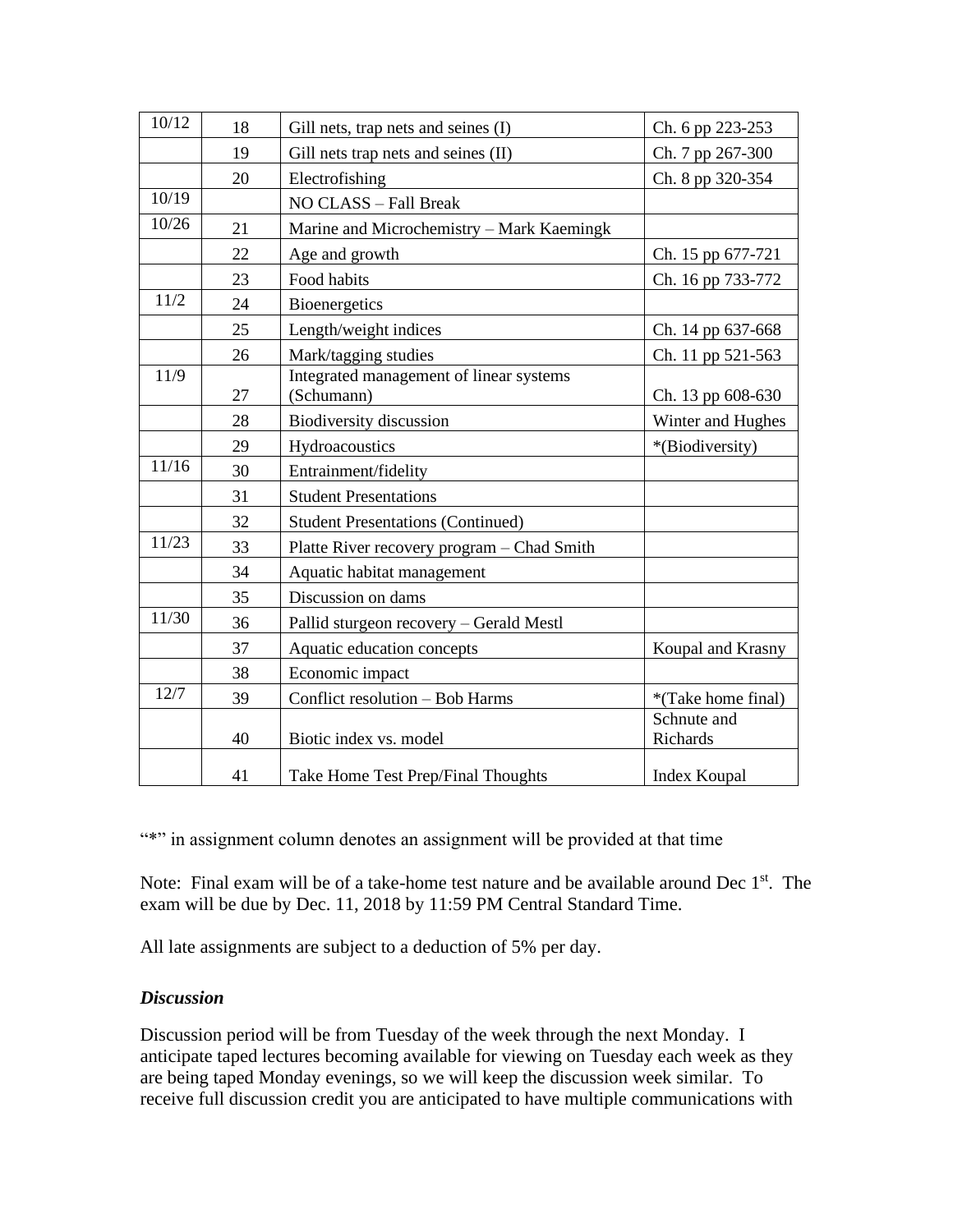| 10/12 | 18 | Gill nets, trap nets and seines (I) | Ch. 6 pp 223-253 |
|---|---|---|---|
| | 19 | Gill nets trap nets and seines (II) | Ch. 7 pp 267-300 |
| | 20 | Electrofishing | Ch. 8 pp 320-354 |
| 10/19 | | NO CLASS – Fall Break | |
| 10/26 | 21 | Marine and Microchemistry – Mark Kaemingk | |
| | 22 | Age and growth | Ch. 15 pp 677-721 |
| | 23 | Food habits | Ch. 16 pp 733-772 |
| 11/2 | 24 | Bioenergetics | |
| | 25 | Length/weight indices | Ch. 14 pp 637-668 |
| | 26 | Mark/tagging studies | Ch. 11 pp 521-563 |
| 11/9 | 27 | Integrated management of linear systems (Schumann) | Ch. 13 pp 608-630 |
| | 28 | Biodiversity discussion | Winter and Hughes |
| | 29 | Hydroacoustics | *(Biodiversity) |
| 11/16 | 30 | Entrainment/fidelity | |
| | 31 | Student Presentations | |
| | 32 | Student Presentations (Continued) | |
| 11/23 | 33 | Platte River recovery program – Chad Smith | |
| | 34 | Aquatic habitat management | |
| | 35 | Discussion on dams | |
| 11/30 | 36 | Pallid sturgeon recovery – Gerald Mestl | |
| | 37 | Aquatic education concepts | Koupal and Krasny |
| | 38 | Economic impact | |
| 12/7 | 39 | Conflict resolution – Bob Harms | *(Take home final) |
| | 40 | Biotic index vs. model | Schnute and Richards |
| | 41 | Take Home Test Prep/Final Thoughts | Index Koupal |

"*" in assignment column denotes an assignment will be provided at that time

Note: Final exam will be of a take-home test nature and be available around Dec 1st. The exam will be due by Dec. 11, 2018 by 11:59 PM Central Standard Time.

All late assignments are subject to a deduction of 5% per day.

### *Discussion*

Discussion period will be from Tuesday of the week through the next Monday. I anticipate taped lectures becoming available for viewing on Tuesday each week as they are being taped Monday evenings, so we will keep the discussion week similar. To receive full discussion credit you are anticipated to have multiple communications with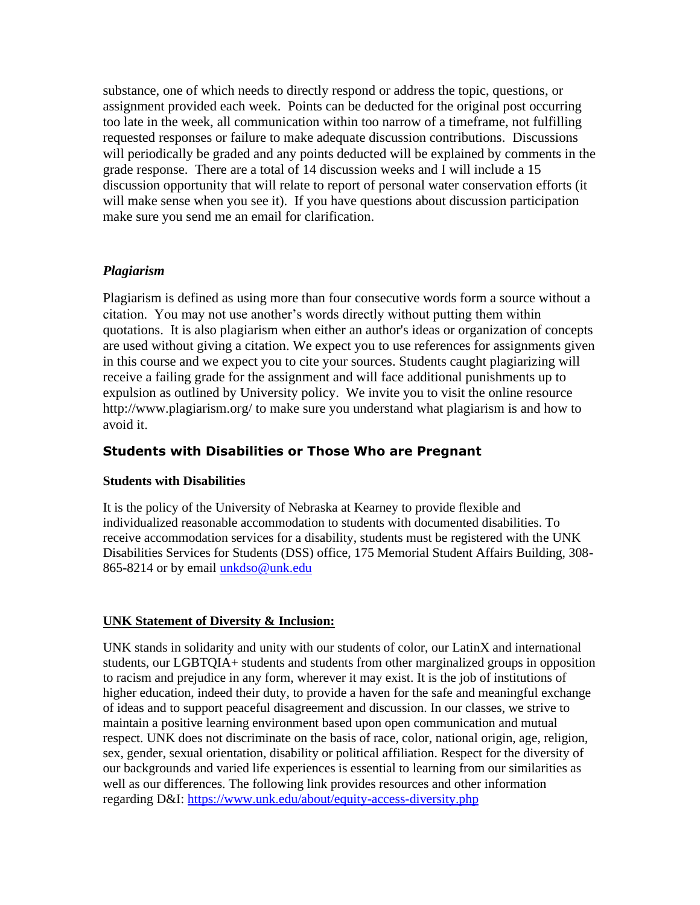substance, one of which needs to directly respond or address the topic, questions, or assignment provided each week. Points can be deducted for the original post occurring too late in the week, all communication within too narrow of a timeframe, not fulfilling requested responses or failure to make adequate discussion contributions. Discussions will periodically be graded and any points deducted will be explained by comments in the grade response. There are a total of 14 discussion weeks and I will include a 15 discussion opportunity that will relate to report of personal water conservation efforts (it will make sense when you see it). If you have questions about discussion participation make sure you send me an email for clarification.

### *Plagiarism*

Plagiarism is defined as using more than four consecutive words form a source without a citation. You may not use another's words directly without putting them within quotations. It is also plagiarism when either an author's ideas or organization of concepts are used without giving a citation. We expect you to use references for assignments given in this course and we expect you to cite your sources. Students caught plagiarizing will receive a failing grade for the assignment and will face additional punishments up to expulsion as outlined by University policy. We invite you to visit the online resource http://www.plagiarism.org/ to make sure you understand what plagiarism is and how to avoid it.

## Students with Disabilities or Those Who are Pregnant

### Students with Disabilities

It is the policy of the University of Nebraska at Kearney to provide flexible and individualized reasonable accommodation to students with documented disabilities. To receive accommodation services for a disability, students must be registered with the UNK Disabilities Services for Students (DSS) office, 175 Memorial Student Affairs Building, 308-865-8214 or by email [unkdso@unk.edu](mailto:unkdso@unk.edu)

### UNK Statement of Diversity & Inclusion:

UNK stands in solidarity and unity with our students of color, our LatinX and international students, our LGBTQIA+ students and students from other marginalized groups in opposition to racism and prejudice in any form, wherever it may exist. It is the job of institutions of higher education, indeed their duty, to provide a haven for the safe and meaningful exchange of ideas and to support peaceful disagreement and discussion. In our classes, we strive to maintain a positive learning environment based upon open communication and mutual respect. UNK does not discriminate on the basis of race, color, national origin, age, religion, sex, gender, sexual orientation, disability or political affiliation. Respect for the diversity of our backgrounds and varied life experiences is essential to learning from our similarities as well as our differences. The following link provides resources and other information regarding D&I: [https://www.unk.edu/about/equity-access-diversity.php](https://www.unk.edu/about/equity-access-diversity.php)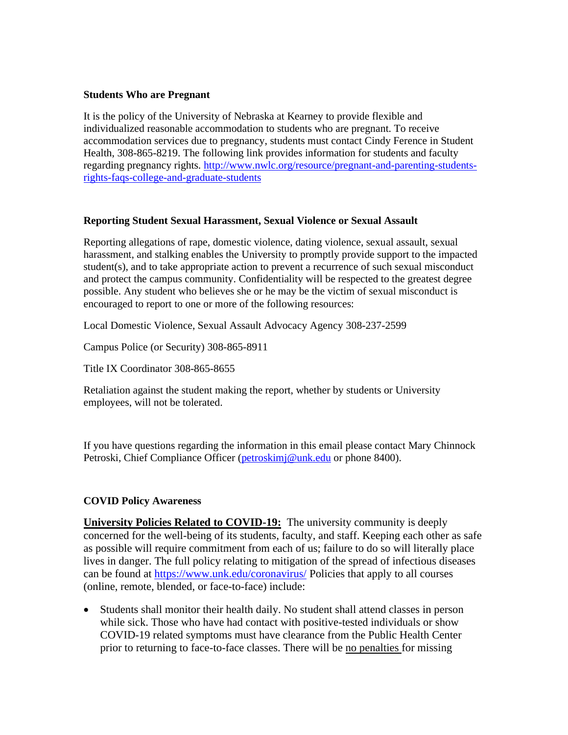**Students Who are Pregnant**

It is the policy of the University of Nebraska at Kearney to provide flexible and individualized reasonable accommodation to students who are pregnant. To receive accommodation services due to pregnancy, students must contact Cindy Ference in Student Health, 308-865-8219. The following link provides information for students and faculty regarding pregnancy rights. [http://www.nwlc.org/resource/pregnant-and-parenting-students-rights-faqs-college-and-graduate-students](http://www.nwlc.org/resource/pregnant-and-parenting-students-rights-faqs-college-and-graduate-students)

**Reporting Student Sexual Harassment, Sexual Violence or Sexual Assault**

Reporting allegations of rape, domestic violence, dating violence, sexual assault, sexual harassment, and stalking enables the University to promptly provide support to the impacted student(s), and to take appropriate action to prevent a recurrence of such sexual misconduct and protect the campus community. Confidentiality will be respected to the greatest degree possible. Any student who believes she or he may be the victim of sexual misconduct is encouraged to report to one or more of the following resources:

Local Domestic Violence, Sexual Assault Advocacy Agency 308-237-2599

Campus Police (or Security) 308-865-8911

Title IX Coordinator 308-865-8655

Retaliation against the student making the report, whether by students or University employees, will not be tolerated.

If you have questions regarding the information in this email please contact Mary Chinnock Petroski, Chief Compliance Officer ([petroskimj@unk.edu](mailto:petroskimj@unk.edu) or phone 8400).

**COVID Policy Awareness**

**University Policies Related to COVID-19:** The university community is deeply concerned for the well-being of its students, faculty, and staff. Keeping each other as safe as possible will require commitment from each of us; failure to do so will literally place lives in danger. The full policy relating to mitigation of the spread of infectious diseases can be found at [https://www.unk.edu/coronavirus/](https://www.unk.edu/coronavirus/) Policies that apply to all courses (online, remote, blended, or face-to-face) include:

- Students shall monitor their health daily. No student shall attend classes in person while sick. Those who have had contact with positive-tested individuals or show COVID-19 related symptoms must have clearance from the Public Health Center prior to returning to face-to-face classes. There will be no penalties for missing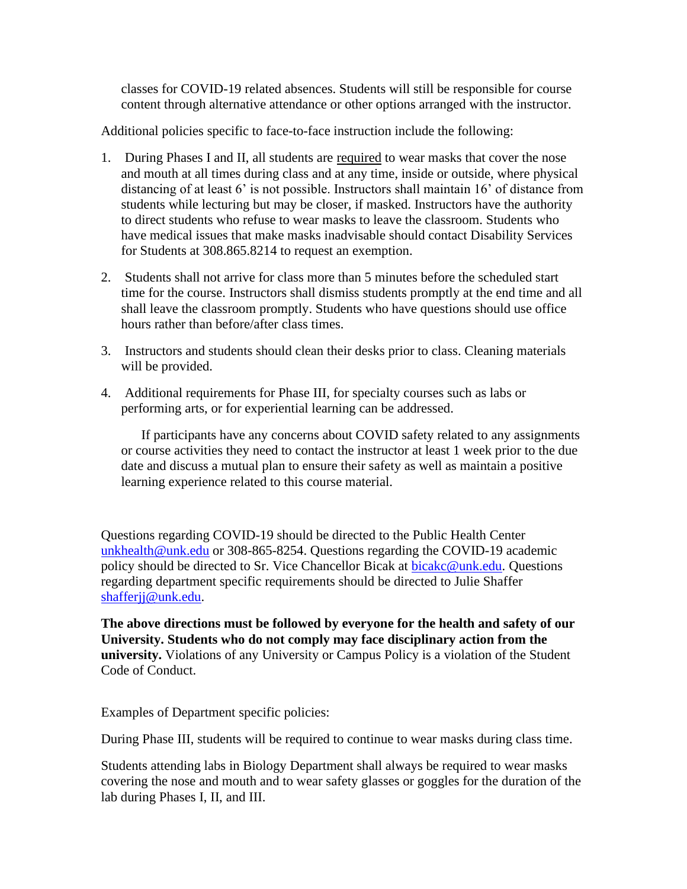classes for COVID-19 related absences. Students will still be responsible for course content through alternative attendance or other options arranged with the instructor.

Additional policies specific to face-to-face instruction include the following:

1. During Phases I and II, all students are required to wear masks that cover the nose and mouth at all times during class and at any time, inside or outside, where physical distancing of at least 6' is not possible. Instructors shall maintain 16' of distance from students while lecturing but may be closer, if masked. Instructors have the authority to direct students who refuse to wear masks to leave the classroom. Students who have medical issues that make masks inadvisable should contact Disability Services for Students at 308.865.8214 to request an exemption.

2. Students shall not arrive for class more than 5 minutes before the scheduled start time for the course. Instructors shall dismiss students promptly at the end time and all shall leave the classroom promptly. Students who have questions should use office hours rather than before/after class times.

3. Instructors and students should clean their desks prior to class. Cleaning materials will be provided.

4. Additional requirements for Phase III, for specialty courses such as labs or performing arts, or for experiential learning can be addressed.

   If participants have any concerns about COVID safety related to any assignments or course activities they need to contact the instructor at least 1 week prior to the due date and discuss a mutual plan to ensure their safety as well as maintain a positive learning experience related to this course material.

Questions regarding COVID-19 should be directed to the Public Health Center unkhealth@unk.edu or 308-865-8254. Questions regarding the COVID-19 academic policy should be directed to Sr. Vice Chancellor Bicak at bicakc@unk.edu. Questions regarding department specific requirements should be directed to Julie Shaffer shafferjj@unk.edu.

**The above directions must be followed by everyone for the health and safety of our University. Students who do not comply may face disciplinary action from the university.** Violations of any University or Campus Policy is a violation of the Student Code of Conduct.

Examples of Department specific policies:

During Phase III, students will be required to continue to wear masks during class time.

Students attending labs in Biology Department shall always be required to wear masks covering the nose and mouth and to wear safety glasses or goggles for the duration of the lab during Phases I, II, and III.